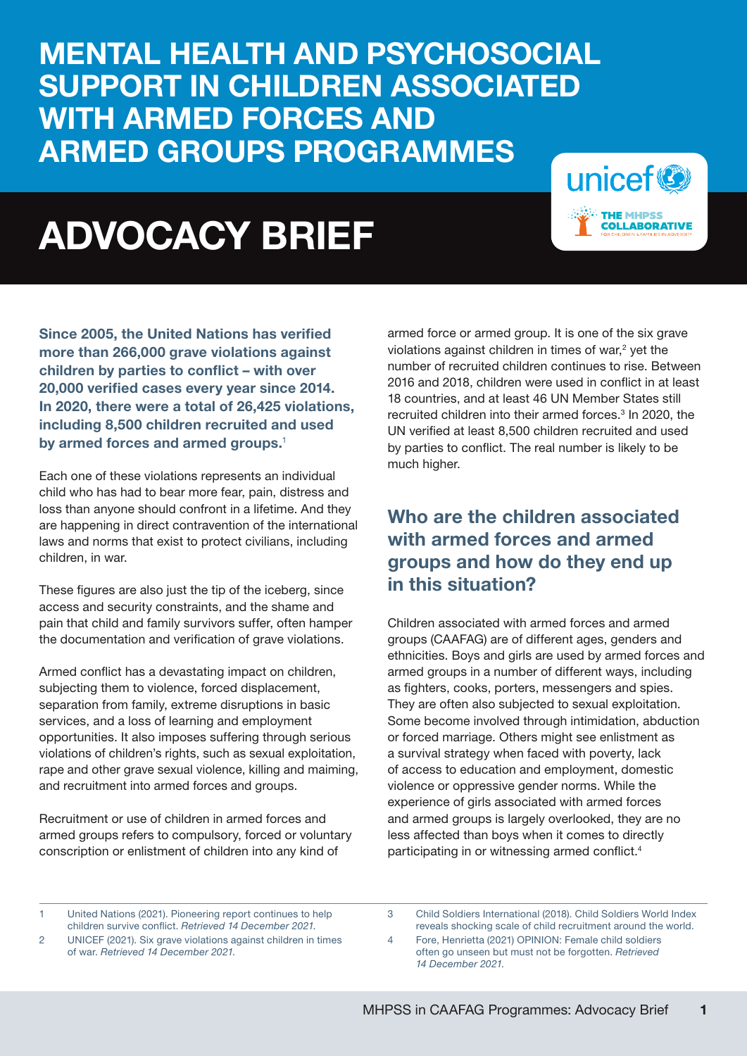# MENTAL HEALTH AND PSYCHOSOCIAL SUPPORT IN CHILDREN ASSOCIATED WITH ARMED FORCES AND ARMED GROUPS PROGRAMMES

# ADVOCACY BRIEF

**Since 2005, the United Nations has verified more than 266,000 grave violations against children by parties to conflict – with over 20,000 verified cases every year since 2014. In 2020, there were a total of 26,425 violations, including 8,500 children recruited and used by armed forces and armed groups.**[1]

Each one of these violations represents an individual child who has had to bear more fear, pain, distress and loss than anyone should confront in a lifetime. And they are happening in direct contravention of the international laws and norms that exist to protect civilians, including children, in war.

These figures are also just the tip of the iceberg, since access and security constraints, and the shame and pain that child and family survivors suffer, often hamper the documentation and verification of grave violations.

Armed conflict has a devastating impact on children, subjecting them to violence, forced displacement, separation from family, extreme disruptions in basic services, and a loss of learning and employment opportunities. It also imposes suffering through serious violations of children's rights, such as sexual exploitation, rape and other grave sexual violence, killing and maiming, and recruitment into armed forces and groups.

Recruitment or use of children in armed forces and armed groups refers to compulsory, forced or voluntary conscription or enlistment of children into any kind of armed force or armed group. It is one of the six grave violations against children in times of war,[2] yet the number of recruited children continues to rise. Between 2016 and 2018, children were used in conflict in at least 18 countries, and at least 46 UN Member States still recruited children into their armed forces.[3] In 2020, the UN verified at least 8,500 children recruited and used by parties to conflict. The real number is likely to be much higher.

## Who are the children associated with armed forces and armed groups and how do they end up in this situation?

Children associated with armed forces and armed groups (CAAFAG) are of different ages, genders and ethnicities. Boys and girls are used by armed forces and armed groups in a number of different ways, including as fighters, cooks, porters, messengers and spies. They are often also subjected to sexual exploitation. Some become involved through intimidation, abduction or forced marriage. Others might see enlistment as a survival strategy when faced with poverty, lack of access to education and employment, domestic violence or oppressive gender norms. While the experience of girls associated with armed forces and armed groups is largely overlooked, they are no less affected than boys when it comes to directly participating in or witnessing armed conflict.[4]

---

1. United Nations (2021). Pioneering report continues to help children survive conflict. *Retrieved 14 December 2021.*
2. UNICEF (2021). Six grave violations against children in times of war. *Retrieved 14 December 2021.*
3. Child Soldiers International (2018). Child Soldiers World Index reveals shocking scale of child recruitment around the world.
4. Fore, Henrietta (2021) OPINION: Female child soldiers often go unseen but must not be forgotten. *Retrieved 14 December 2021.*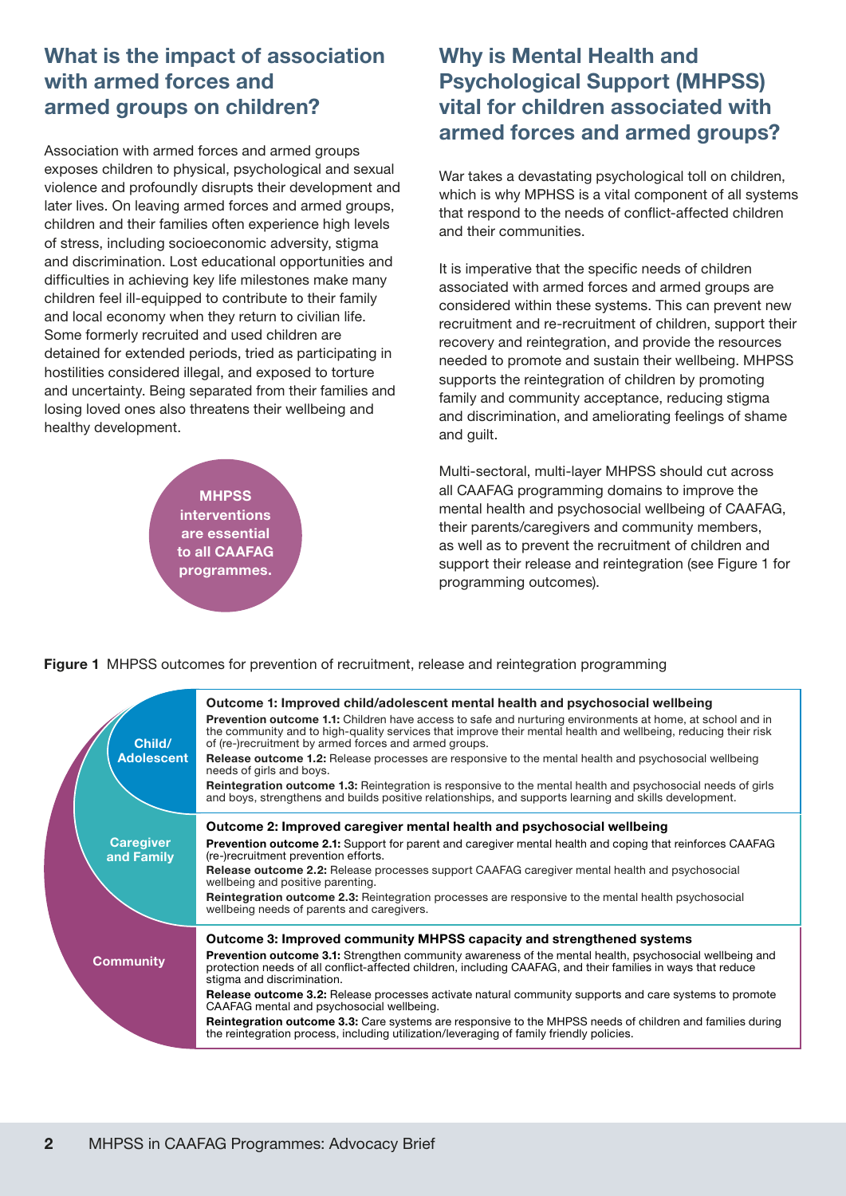## What is the impact of association with armed forces and armed groups on children?

Association with armed forces and armed groups exposes children to physical, psychological and sexual violence and profoundly disrupts their development and later lives. On leaving armed forces and armed groups, children and their families often experience high levels of stress, including socioeconomic adversity, stigma and discrimination. Lost educational opportunities and difficulties in achieving key life milestones make many children feel ill-equipped to contribute to their family and local economy when they return to civilian life. Some formerly recruited and used children are detained for extended periods, tried as participating in hostilities considered illegal, and exposed to torture and uncertainty. Being separated from their families and losing loved ones also threatens their wellbeing and healthy development.

**MHPSS interventions are essential to all CAAFAG programmes.**

## Why is Mental Health and Psychological Support (MHPSS) vital for children associated with armed forces and armed groups?

War takes a devastating psychological toll on children, which is why MPHSS is a vital component of all systems that respond to the needs of conflict-affected children and their communities.

It is imperative that the specific needs of children associated with armed forces and armed groups are considered within these systems. This can prevent new recruitment and re-recruitment of children, support their recovery and reintegration, and provide the resources needed to promote and sustain their wellbeing. MHPSS supports the reintegration of children by promoting family and community acceptance, reducing stigma and discrimination, and ameliorating feelings of shame and guilt.

Multi-sectoral, multi-layer MHPSS should cut across all CAAFAG programming domains to improve the mental health and psychosocial wellbeing of CAAFAG, their parents/caregivers and community members, as well as to prevent the recruitment of children and support their release and reintegration (see Figure 1 for programming outcomes).

**Figure 1** MHPSS outcomes for prevention of recruitment, release and reintegration programming

| Level | Outcomes |
|---|---|
| Child/ Adolescent | **Outcome 1: Improved child/adolescent mental health and psychosocial wellbeing**<br>**Prevention outcome 1.1:** Children have access to safe and nurturing environments at home, at school and in the community and to high-quality services that improve their mental health and wellbeing, reducing their risk of (re-)recruitment by armed forces and armed groups.<br>**Release outcome 1.2:** Release processes are responsive to the mental health and psychosocial wellbeing needs of girls and boys.<br>**Reintegration outcome 1.3:** Reintegration is responsive to the mental health and psychosocial needs of girls and boys, strengthens and builds positive relationships, and supports learning and skills development. |
| Caregiver and Family | **Outcome 2: Improved caregiver mental health and psychosocial wellbeing**<br>**Prevention outcome 2.1:** Support for parent and caregiver mental health and coping that reinforces CAAFAG (re-)recruitment prevention efforts.<br>**Release outcome 2.2:** Release processes support CAAFAG caregiver mental health and psychosocial wellbeing and positive parenting.<br>**Reintegration outcome 2.3:** Reintegration processes are responsive to the mental health psychosocial wellbeing needs of parents and caregivers. |
| Community | **Outcome 3: Improved community MHPSS capacity and strengthened systems**<br>**Prevention outcome 3.1:** Strengthen community awareness of the mental health, psychosocial wellbeing and protection needs of all conflict-affected children, including CAAFAG, and their families in ways that reduce stigma and discrimination.<br>**Release outcome 3.2:** Release processes activate natural community supports and care systems to promote CAAFAG mental and psychosocial wellbeing.<br>**Reintegration outcome 3.3:** Care systems are responsive to the MHPSS needs of children and families during the reintegration process, including utilization/leveraging of family friendly policies. |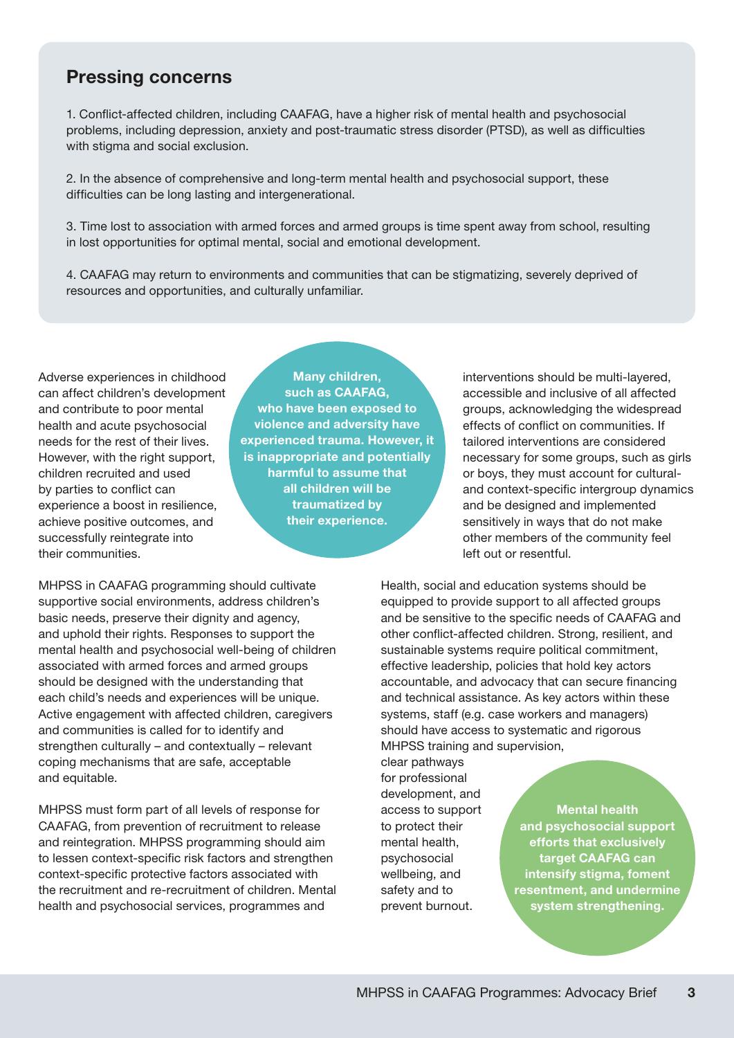## Pressing concerns

1. Conflict-affected children, including CAAFAG, have a higher risk of mental health and psychosocial problems, including depression, anxiety and post-traumatic stress disorder (PTSD), as well as difficulties with stigma and social exclusion.

2. In the absence of comprehensive and long-term mental health and psychosocial support, these difficulties can be long lasting and intergenerational.

3. Time lost to association with armed forces and armed groups is time spent away from school, resulting in lost opportunities for optimal mental, social and emotional development.

4. CAAFAG may return to environments and communities that can be stigmatizing, severely deprived of resources and opportunities, and culturally unfamiliar.

Adverse experiences in childhood can affect children's development and contribute to poor mental health and acute psychosocial needs for the rest of their lives. However, with the right support, children recruited and used by parties to conflict can experience a boost in resilience, achieve positive outcomes, and successfully reintegrate into their communities.

**Many children, such as CAAFAG, who have been exposed to violence and adversity have experienced trauma. However, it is inappropriate and potentially harmful to assume that all children will be traumatized by their experience.**

MHPSS in CAAFAG programming should cultivate supportive social environments, address children's basic needs, preserve their dignity and agency, and uphold their rights. Responses to support the mental health and psychosocial well-being of children associated with armed forces and armed groups should be designed with the understanding that each child's needs and experiences will be unique. Active engagement with affected children, caregivers and communities is called for to identify and strengthen culturally – and contextually – relevant coping mechanisms that are safe, acceptable and equitable.

MHPSS must form part of all levels of response for CAAFAG, from prevention of recruitment to release and reintegration. MHPSS programming should aim to lessen context-specific risk factors and strengthen context-specific protective factors associated with the recruitment and re-recruitment of children. Mental health and psychosocial services, programmes and interventions should be multi-layered, accessible and inclusive of all affected groups, acknowledging the widespread effects of conflict on communities. If tailored interventions are considered necessary for some groups, such as girls or boys, they must account for cultural- and context-specific intergroup dynamics and be designed and implemented sensitively in ways that do not make other members of the community feel left out or resentful.

Health, social and education systems should be equipped to provide support to all affected groups and be sensitive to the specific needs of CAAFAG and other conflict-affected children. Strong, resilient, and sustainable systems require political commitment, effective leadership, policies that hold key actors accountable, and advocacy that can secure financing and technical assistance. As key actors within these systems, staff (e.g. case workers and managers) should have access to systematic and rigorous MHPSS training and supervision, clear pathways for professional development, and access to support to protect their mental health, psychosocial wellbeing, and safety and to prevent burnout.

**Mental health and psychosocial support efforts that exclusively target CAAFAG can intensify stigma, foment resentment, and undermine system strengthening.**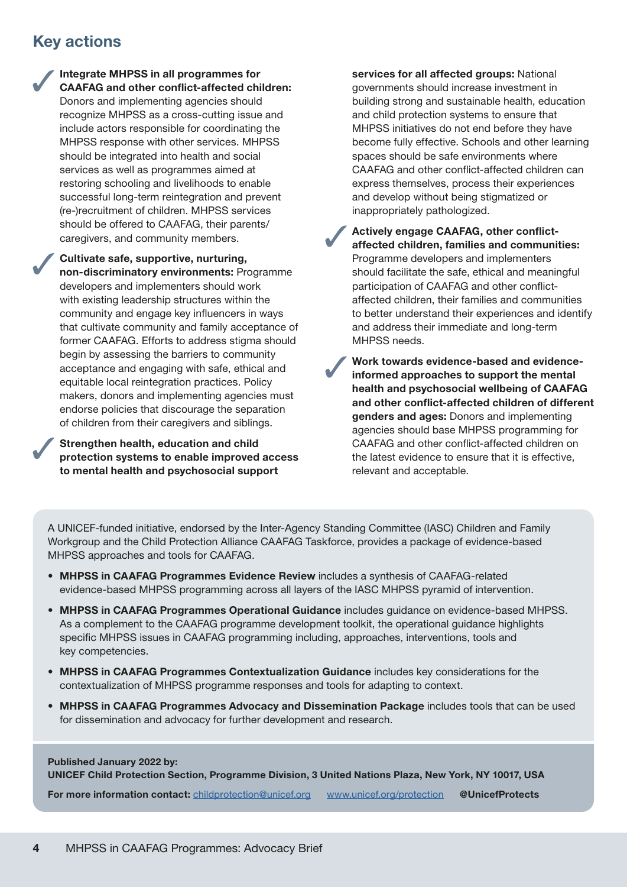## Key actions

- **Integrate MHPSS in all programmes for CAAFAG and other conflict-affected children:** Donors and implementing agencies should recognize MHPSS as a cross-cutting issue and include actors responsible for coordinating the MHPSS response with other services. MHPSS should be integrated into health and social services as well as programmes aimed at restoring schooling and livelihoods to enable successful long-term reintegration and prevent (re-)recruitment of children. MHPSS services should be offered to CAAFAG, their parents/caregivers, and community members.

- **Cultivate safe, supportive, nurturing, non-discriminatory environments:** Programme developers and implementers should work with existing leadership structures within the community and engage key influencers in ways that cultivate community and family acceptance of former CAAFAG. Efforts to address stigma should begin by assessing the barriers to community acceptance and engaging with safe, ethical and equitable local reintegration practices. Policy makers, donors and implementing agencies must endorse policies that discourage the separation of children from their caregivers and siblings.

- **Strengthen health, education and child protection systems to enable improved access to mental health and psychosocial support services for all affected groups:** National governments should increase investment in building strong and sustainable health, education and child protection systems to ensure that MHPSS initiatives do not end before they have become fully effective. Schools and other learning spaces should be safe environments where CAAFAG and other conflict-affected children can express themselves, process their experiences and develop without being stigmatized or inappropriately pathologized.

- **Actively engage CAAFAG, other conflict-affected children, families and communities:** Programme developers and implementers should facilitate the safe, ethical and meaningful participation of CAAFAG and other conflict-affected children, their families and communities to better understand their experiences and identify and address their immediate and long-term MHPSS needs.

- **Work towards evidence-based and evidence-informed approaches to support the mental health and psychosocial wellbeing of CAAFAG and other conflict-affected children of different genders and ages:** Donors and implementing agencies should base MHPSS programming for CAAFAG and other conflict-affected children on the latest evidence to ensure that it is effective, relevant and acceptable.

A UNICEF-funded initiative, endorsed by the Inter-Agency Standing Committee (IASC) Children and Family Workgroup and the Child Protection Alliance CAAFAG Taskforce, provides a package of evidence-based MHPSS approaches and tools for CAAFAG.

- **MHPSS in CAAFAG Programmes Evidence Review** includes a synthesis of CAAFAG-related evidence-based MHPSS programming across all layers of the IASC MHPSS pyramid of intervention.
- **MHPSS in CAAFAG Programmes Operational Guidance** includes guidance on evidence-based MHPSS. As a complement to the CAAFAG programme development toolkit, the operational guidance highlights specific MHPSS issues in CAAFAG programming including, approaches, interventions, tools and key competencies.
- **MHPSS in CAAFAG Programmes Contextualization Guidance** includes key considerations for the contextualization of MHPSS programme responses and tools for adapting to context.
- **MHPSS in CAAFAG Programmes Advocacy and Dissemination Package** includes tools that can be used for dissemination and advocacy for further development and research.

**Published January 2022 by:**
**UNICEF Child Protection Section, Programme Division, 3 United Nations Plaza, New York, NY 10017, USA**

**For more information contact:** childprotection@unicef.org www.unicef.org/protection **@UnicefProtects**